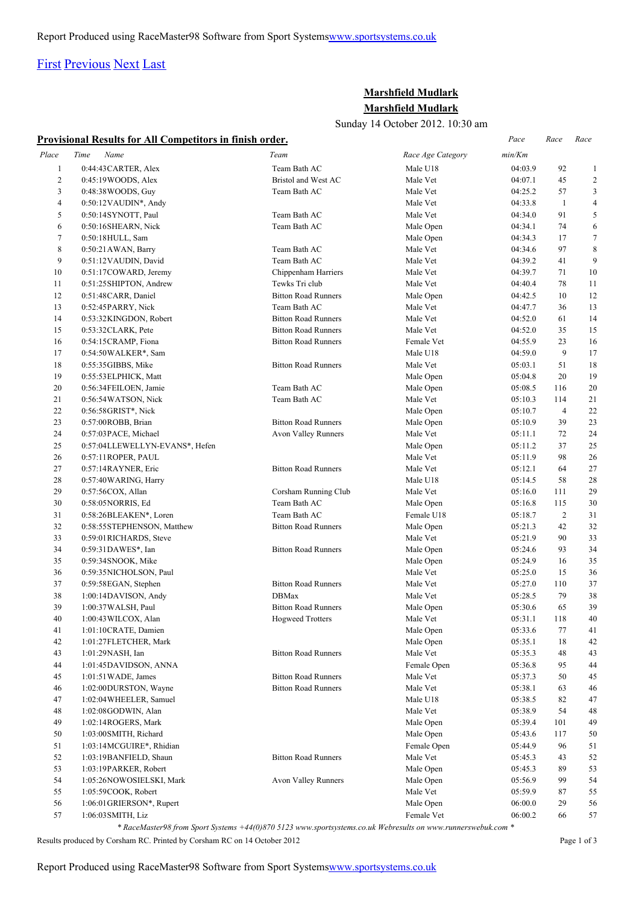Report Produced using RaceMaster98 Software from Sport Systems[www.sportsystems.co.uk](www.sportsystems.co.uk)

[First](#) [Previous](#) [Next](#) [Last](#)

## Marshfield Mudlark

## Marshfield Mudlark

Sunday 14 October 2012. 10:30 am

### Provisional Results for All Competitors in finish order.

| Place | Time | Name | Team | Race Age Category | Pace min/Km | Race | Race |
|---|---|---|---|---|---|---|---|
| 1 | 0:44:43 | CARTER, Alex | Team Bath AC | Male U18 | 04:03.9 | 92 | 1 |
| 2 | 0:45:19 | WOODS, Alex | Bristol and West AC | Male Vet | 04:07.1 | 45 | 2 |
| 3 | 0:48:38 | WOODS, Guy | Team Bath AC | Male Vet | 04:25.2 | 57 | 3 |
| 4 | 0:50:12 | VAUDIN*, Andy | | Male Vet | 04:33.8 | 1 | 4 |
| 5 | 0:50:14 | SYNOTT, Paul | Team Bath AC | Male Vet | 04:34.0 | 91 | 5 |
| 6 | 0:50:16 | SHEARN, Nick | Team Bath AC | Male Open | 04:34.1 | 74 | 6 |
| 7 | 0:50:18 | HULL, Sam | | Male Open | 04:34.3 | 17 | 7 |
| 8 | 0:50:21 | AWAN, Barry | Team Bath AC | Male Vet | 04:34.6 | 97 | 8 |
| 9 | 0:51:12 | VAUDIN, David | Team Bath AC | Male Vet | 04:39.2 | 41 | 9 |
| 10 | 0:51:17 | COWARD, Jeremy | Chippenham Harriers | Male Vet | 04:39.7 | 71 | 10 |
| 11 | 0:51:25 | SHIPTON, Andrew | Tewks Tri club | Male Vet | 04:40.4 | 78 | 11 |
| 12 | 0:51:48 | CARR, Daniel | Bitton Road Runners | Male Open | 04:42.5 | 10 | 12 |
| 13 | 0:52:45 | PARRY, Nick | Team Bath AC | Male Vet | 04:47.7 | 36 | 13 |
| 14 | 0:53:32 | KINGDON, Robert | Bitton Road Runners | Male Vet | 04:52.0 | 61 | 14 |
| 15 | 0:53:32 | CLARK, Pete | Bitton Road Runners | Male Vet | 04:52.0 | 35 | 15 |
| 16 | 0:54:15 | CRAMP, Fiona | Bitton Road Runners | Female Vet | 04:55.9 | 23 | 16 |
| 17 | 0:54:50 | WALKER*, Sam | | Male U18 | 04:59.0 | 9 | 17 |
| 18 | 0:55:35 | GIBBS, Mike | Bitton Road Runners | Male Vet | 05:03.1 | 51 | 18 |
| 19 | 0:55:53 | ELPHICK, Matt | | Male Open | 05:04.8 | 20 | 19 |
| 20 | 0:56:34 | FEILOEN, Jamie | Team Bath AC | Male Open | 05:08.5 | 116 | 20 |
| 21 | 0:56:54 | WATSON, Nick | Team Bath AC | Male Vet | 05:10.3 | 114 | 21 |
| 22 | 0:56:58 | GRIST*, Nick | | Male Open | 05:10.7 | 4 | 22 |
| 23 | 0:57:00 | ROBB, Brian | Bitton Road Runners | Male Open | 05:10.9 | 39 | 23 |
| 24 | 0:57:03 | PACE, Michael | Avon Valley Runners | Male Vet | 05:11.1 | 72 | 24 |
| 25 | 0:57:04 | LLEWELLYN-EVANS*, Hefen | | Male Open | 05:11.2 | 37 | 25 |
| 26 | 0:57:11 | ROPER, PAUL | | Male Vet | 05:11.9 | 98 | 26 |
| 27 | 0:57:14 | RAYNER, Eric | Bitton Road Runners | Male Vet | 05:12.1 | 64 | 27 |
| 28 | 0:57:40 | WARING, Harry | | Male U18 | 05:14.5 | 58 | 28 |
| 29 | 0:57:56 | COX, Allan | Corsham Running Club | Male Vet | 05:16.0 | 111 | 29 |
| 30 | 0:58:05 | NORRIS, Ed | Team Bath AC | Male Open | 05:16.8 | 115 | 30 |
| 31 | 0:58:26 | BLEAKEN*, Loren | Team Bath AC | Female U18 | 05:18.7 | 2 | 31 |
| 32 | 0:58:55 | STEPHENSON, Matthew | Bitton Road Runners | Male Open | 05:21.3 | 42 | 32 |
| 33 | 0:59:01 | RICHARDS, Steve | | Male Vet | 05:21.9 | 90 | 33 |
| 34 | 0:59:31 | DAWES*, Ian | Bitton Road Runners | Male Open | 05:24.6 | 93 | 34 |
| 35 | 0:59:34 | SNOOK, Mike | | Male Open | 05:24.9 | 16 | 35 |
| 36 | 0:59:35 | NICHOLSON, Paul | | Male Vet | 05:25.0 | 15 | 36 |
| 37 | 0:59:58 | EGAN, Stephen | Bitton Road Runners | Male Vet | 05:27.0 | 110 | 37 |
| 38 | 1:00:14 | DAVISON, Andy | DBMax | Male Vet | 05:28.5 | 79 | 38 |
| 39 | 1:00:37 | WALSH, Paul | Bitton Road Runners | Male Open | 05:30.6 | 65 | 39 |
| 40 | 1:00:43 | WILCOX, Alan | Hogweed Trotters | Male Vet | 05:31.1 | 118 | 40 |
| 41 | 1:01:10 | CRATE, Damien | | Male Open | 05:33.6 | 77 | 41 |
| 42 | 1:01:27 | FLETCHER, Mark | | Male Open | 05:35.1 | 18 | 42 |
| 43 | 1:01:29 | NASH, Ian | Bitton Road Runners | Male Vet | 05:35.3 | 48 | 43 |
| 44 | 1:01:45 | DAVIDSON, ANNA | | Female Open | 05:36.8 | 95 | 44 |
| 45 | 1:01:51 | WADE, James | Bitton Road Runners | Male Vet | 05:37.3 | 50 | 45 |
| 46 | 1:02:00 | DURSTON, Wayne | Bitton Road Runners | Male Vet | 05:38.1 | 63 | 46 |
| 47 | 1:02:04 | WHEELER, Samuel | | Male U18 | 05:38.5 | 82 | 47 |
| 48 | 1:02:08 | GODWIN, Alan | | Male Vet | 05:38.9 | 54 | 48 |
| 49 | 1:02:14 | ROGERS, Mark | | Male Open | 05:39.4 | 101 | 49 |
| 50 | 1:03:00 | SMITH, Richard | | Male Open | 05:43.6 | 117 | 50 |
| 51 | 1:03:14 | MCGUIRE*, Rhidian | | Female Open | 05:44.9 | 96 | 51 |
| 52 | 1:03:19 | BANFIELD, Shaun | Bitton Road Runners | Male Vet | 05:45.3 | 43 | 52 |
| 53 | 1:03:19 | PARKER, Robert | | Male Open | 05:45.3 | 89 | 53 |
| 54 | 1:05:26 | NOWOSIELSKI, Mark | Avon Valley Runners | Male Open | 05:56.9 | 99 | 54 |
| 55 | 1:05:59 | COOK, Robert | | Male Vet | 05:59.9 | 87 | 55 |
| 56 | 1:06:01 | GRIERSON*, Rupert | | Male Open | 06:00.0 | 29 | 56 |
| 57 | 1:06:03 | SMITH, Liz | | Female Vet | 06:00.2 | 66 | 57 |

*\* RaceMaster98 from Sport Systems +44(0)870 5123 www.sportsystems.co.uk Webresults on www.runnerswebuk.com \**

Results produced by Corsham RC. Printed by Corsham RC on 14 October 2012

Report Produced using RaceMaster98 Software from Sport Systems[www.sportsystems.co.uk](www.sportsystems.co.uk)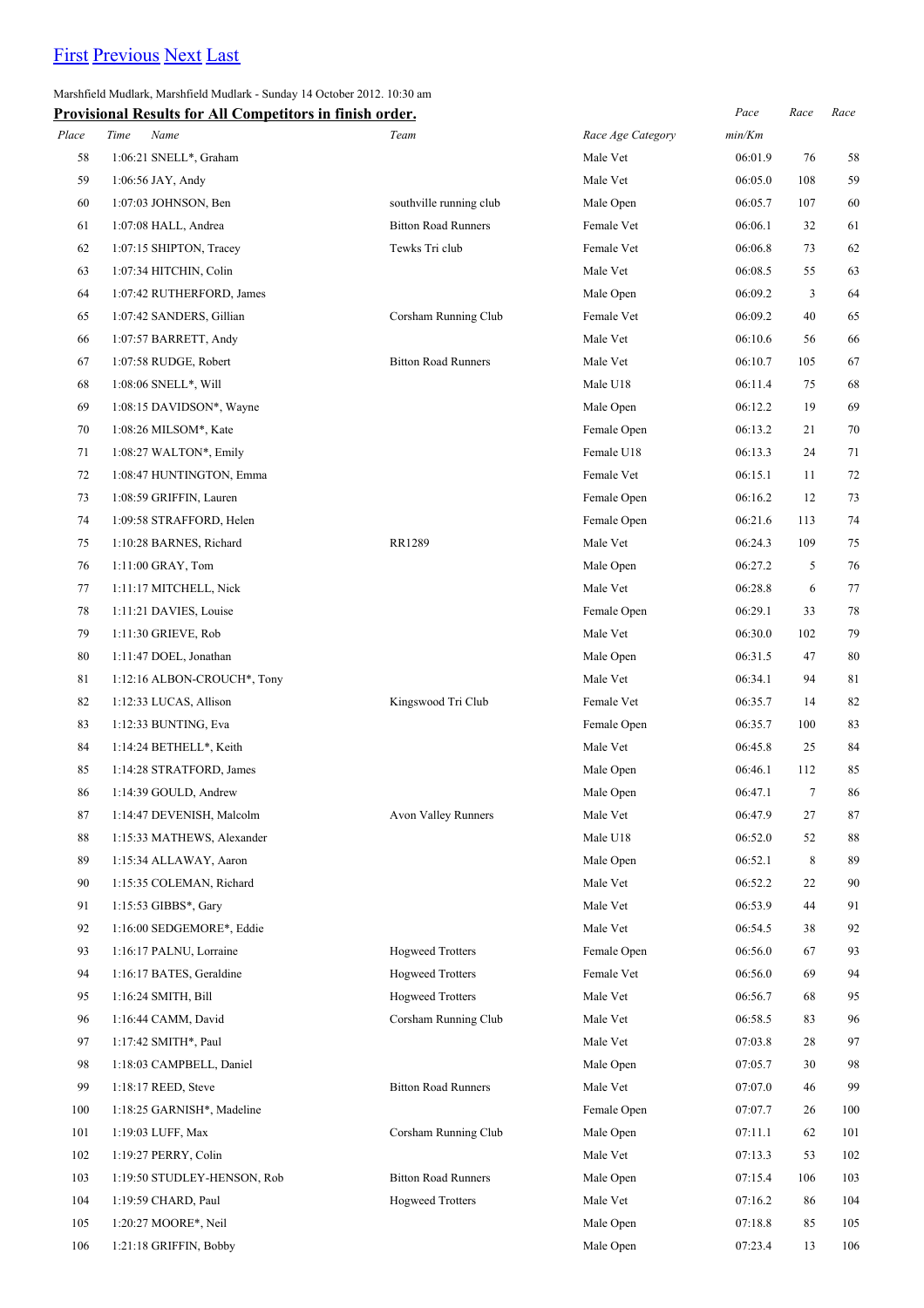[First](#) [Previous](#) [Next](#) [Last](#)

Marshfield Mudlark, Marshfield Mudlark - Sunday 14 October 2012. 10:30 am

**Provisional Results for All Competitors in finish order.**

| *Place* | *Time* | *Name* | *Team* | *Race Age Category* | *Pace min/Km* | *Race* | *Race* |
|---|---|---|---|---|---|---|---|
| 58 | 1:06:21 | SNELL*, Graham | | Male Vet | 06:01.9 | 76 | 58 |
| 59 | 1:06:56 | JAY, Andy | | Male Vet | 06:05.0 | 108 | 59 |
| 60 | 1:07:03 | JOHNSON, Ben | southville running club | Male Open | 06:05.7 | 107 | 60 |
| 61 | 1:07:08 | HALL, Andrea | Bitton Road Runners | Female Vet | 06:06.1 | 32 | 61 |
| 62 | 1:07:15 | SHIPTON, Tracey | Tewks Tri club | Female Vet | 06:06.8 | 73 | 62 |
| 63 | 1:07:34 | HITCHIN, Colin | | Male Vet | 06:08.5 | 55 | 63 |
| 64 | 1:07:42 | RUTHERFORD, James | | Male Open | 06:09.2 | 3 | 64 |
| 65 | 1:07:42 | SANDERS, Gillian | Corsham Running Club | Female Vet | 06:09.2 | 40 | 65 |
| 66 | 1:07:57 | BARRETT, Andy | | Male Vet | 06:10.6 | 56 | 66 |
| 67 | 1:07:58 | RUDGE, Robert | Bitton Road Runners | Male Vet | 06:10.7 | 105 | 67 |
| 68 | 1:08:06 | SNELL*, Will | | Male U18 | 06:11.4 | 75 | 68 |
| 69 | 1:08:15 | DAVIDSON*, Wayne | | Male Open | 06:12.2 | 19 | 69 |
| 70 | 1:08:26 | MILSOM*, Kate | | Female Open | 06:13.2 | 21 | 70 |
| 71 | 1:08:27 | WALTON*, Emily | | Female U18 | 06:13.3 | 24 | 71 |
| 72 | 1:08:47 | HUNTINGTON, Emma | | Female Vet | 06:15.1 | 11 | 72 |
| 73 | 1:08:59 | GRIFFIN, Lauren | | Female Open | 06:16.2 | 12 | 73 |
| 74 | 1:09:58 | STRAFFORD, Helen | | Female Open | 06:21.6 | 113 | 74 |
| 75 | 1:10:28 | BARNES, Richard | RR1289 | Male Vet | 06:24.3 | 109 | 75 |
| 76 | 1:11:00 | GRAY, Tom | | Male Open | 06:27.2 | 5 | 76 |
| 77 | 1:11:17 | MITCHELL, Nick | | Male Vet | 06:28.8 | 6 | 77 |
| 78 | 1:11:21 | DAVIES, Louise | | Female Open | 06:29.1 | 33 | 78 |
| 79 | 1:11:30 | GRIEVE, Rob | | Male Vet | 06:30.0 | 102 | 79 |
| 80 | 1:11:47 | DOEL, Jonathan | | Male Open | 06:31.5 | 47 | 80 |
| 81 | 1:12:16 | ALBON-CROUCH*, Tony | | Male Vet | 06:34.1 | 94 | 81 |
| 82 | 1:12:33 | LUCAS, Allison | Kingswood Tri Club | Female Vet | 06:35.7 | 14 | 82 |
| 83 | 1:12:33 | BUNTING, Eva | | Female Open | 06:35.7 | 100 | 83 |
| 84 | 1:14:24 | BETHELL*, Keith | | Male Vet | 06:45.8 | 25 | 84 |
| 85 | 1:14:28 | STRATFORD, James | | Male Open | 06:46.1 | 112 | 85 |
| 86 | 1:14:39 | GOULD, Andrew | | Male Open | 06:47.1 | 7 | 86 |
| 87 | 1:14:47 | DEVENISH, Malcolm | Avon Valley Runners | Male Vet | 06:47.9 | 27 | 87 |
| 88 | 1:15:33 | MATHEWS, Alexander | | Male U18 | 06:52.0 | 52 | 88 |
| 89 | 1:15:34 | ALLAWAY, Aaron | | Male Open | 06:52.1 | 8 | 89 |
| 90 | 1:15:35 | COLEMAN, Richard | | Male Vet | 06:52.2 | 22 | 90 |
| 91 | 1:15:53 | GIBBS*, Gary | | Male Vet | 06:53.9 | 44 | 91 |
| 92 | 1:16:00 | SEDGEMORE*, Eddie | | Male Vet | 06:54.5 | 38 | 92 |
| 93 | 1:16:17 | PALNU, Lorraine | Hogweed Trotters | Female Open | 06:56.0 | 67 | 93 |
| 94 | 1:16:17 | BATES, Geraldine | Hogweed Trotters | Female Vet | 06:56.0 | 69 | 94 |
| 95 | 1:16:24 | SMITH, Bill | Hogweed Trotters | Male Vet | 06:56.7 | 68 | 95 |
| 96 | 1:16:44 | CAMM, David | Corsham Running Club | Male Vet | 06:58.5 | 83 | 96 |
| 97 | 1:17:42 | SMITH*, Paul | | Male Vet | 07:03.8 | 28 | 97 |
| 98 | 1:18:03 | CAMPBELL, Daniel | | Male Open | 07:05.7 | 30 | 98 |
| 99 | 1:18:17 | REED, Steve | Bitton Road Runners | Male Vet | 07:07.0 | 46 | 99 |
| 100 | 1:18:25 | GARNISH*, Madeline | | Female Open | 07:07.7 | 26 | 100 |
| 101 | 1:19:03 | LUFF, Max | Corsham Running Club | Male Open | 07:11.1 | 62 | 101 |
| 102 | 1:19:27 | PERRY, Colin | | Male Vet | 07:13.3 | 53 | 102 |
| 103 | 1:19:50 | STUDLEY-HENSON, Rob | Bitton Road Runners | Male Open | 07:15.4 | 106 | 103 |
| 104 | 1:19:59 | CHARD, Paul | Hogweed Trotters | Male Vet | 07:16.2 | 86 | 104 |
| 105 | 1:20:27 | MOORE*, Neil | | Male Open | 07:18.8 | 85 | 105 |
| 106 | 1:21:18 | GRIFFIN, Bobby | | Male Open | 07:23.4 | 13 | 106 |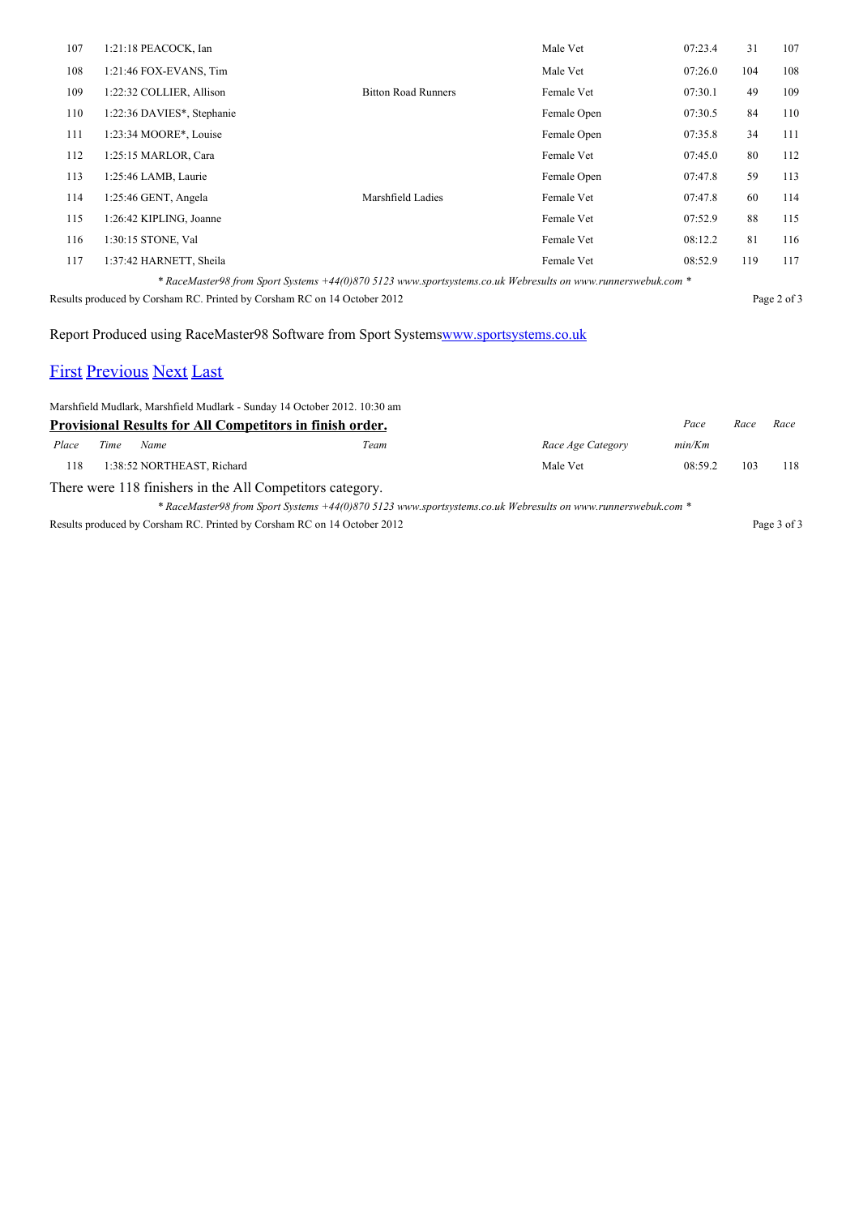| Place | Time | Name | Team | Race Age Category | Pace min/Km | Race | Race |
|---|---|---|---|---|---|---|---|
| 107 | 1:21:18 | PEACOCK, Ian | | Male Vet | 07:23.4 | 31 | 107 |
| 108 | 1:21:46 | FOX-EVANS, Tim | | Male Vet | 07:26.0 | 104 | 108 |
| 109 | 1:22:32 | COLLIER, Allison | Bitton Road Runners | Female Vet | 07:30.1 | 49 | 109 |
| 110 | 1:22:36 | DAVIES*, Stephanie | | Female Open | 07:30.5 | 84 | 110 |
| 111 | 1:23:34 | MOORE*, Louise | | Female Open | 07:35.8 | 34 | 111 |
| 112 | 1:25:15 | MARLOR, Cara | | Female Vet | 07:45.0 | 80 | 112 |
| 113 | 1:25:46 | LAMB, Laurie | | Female Open | 07:47.8 | 59 | 113 |
| 114 | 1:25:46 | GENT, Angela | Marshfield Ladies | Female Vet | 07:47.8 | 60 | 114 |
| 115 | 1:26:42 | KIPLING, Joanne | | Female Vet | 07:52.9 | 88 | 115 |
| 116 | 1:30:15 | STONE, Val | | Female Vet | 08:12.2 | 81 | 116 |
| 117 | 1:37:42 | HARNETT, Sheila | | Female Vet | 08:52.9 | 119 | 117 |

*\* RaceMaster98 from Sport Systems +44(0)870 5123 www.sportsystems.co.uk Webresults on www.runnerswebuk.com \**

Results produced by Corsham RC. Printed by Corsham RC on 14 October 2012

Report Produced using RaceMaster98 Software from Sport Systems[www.sportsystems.co.uk](http://www.sportsystems.co.uk)

[First](#) [Previous](#) [Next](#) [Last](#)

Marshfield Mudlark, Marshfield Mudlark - Sunday 14 October 2012. 10:30 am

**Provisional Results for All Competitors in finish order.**

| Place | Time | Name | Team | Race Age Category | Pace min/Km | Race | Race |
|---|---|---|---|---|---|---|---|
| 118 | 1:38:52 | NORTHEAST, Richard | | Male Vet | 08:59.2 | 103 | 118 |

There were 118 finishers in the All Competitors category.

*\* RaceMaster98 from Sport Systems +44(0)870 5123 www.sportsystems.co.uk Webresults on www.runnerswebuk.com \**

Results produced by Corsham RC. Printed by Corsham RC on 14 October 2012